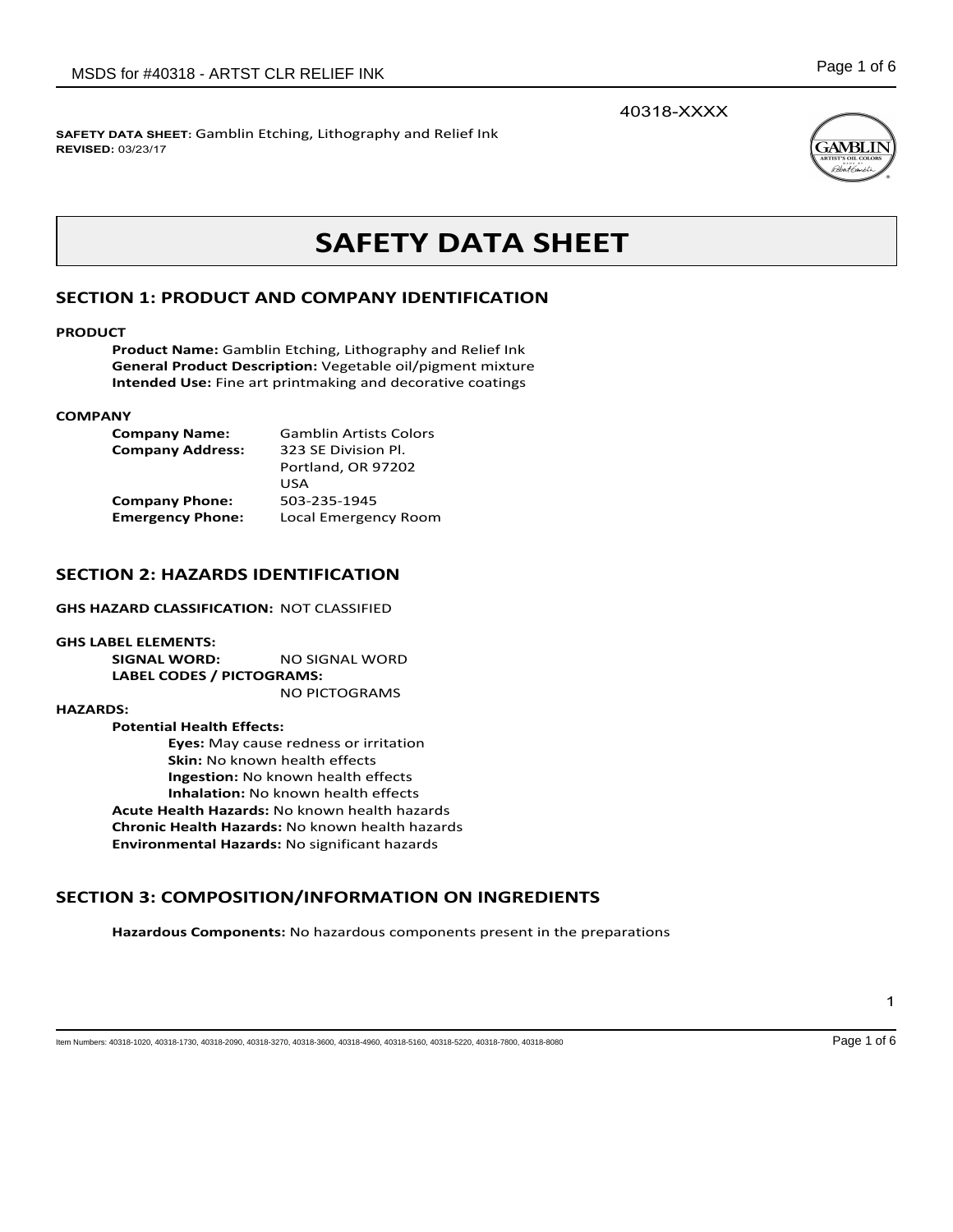40318-XXXX

**SAFETY DATA SHEET:** Gamblin Etching, Lithography and Relief Ink
**REVISED:** 03/23/17

# SAFETY DATA SHEET

## SECTION 1: PRODUCT AND COMPANY IDENTIFICATION

**PRODUCT**

**Product Name:** Gamblin Etching, Lithography and Relief Ink
**General Product Description:** Vegetable oil/pigment mixture
**Intended Use:** Fine art printmaking and decorative coatings

**COMPANY**

| | |
|---|---|
| **Company Name:** | Gamblin Artists Colors |
| **Company Address:** | 323 SE Division Pl. Portland, OR 97202 USA |
| **Company Phone:** | 503-235-1945 |
| **Emergency Phone:** | Local Emergency Room |

## SECTION 2: HAZARDS IDENTIFICATION

**GHS HAZARD CLASSIFICATION:** NOT CLASSIFIED

**GHS LABEL ELEMENTS:**

**SIGNAL WORD:** NO SIGNAL WORD
**LABEL CODES / PICTOGRAMS:** NO PICTOGRAMS

**HAZARDS:**

**Potential Health Effects:**

- **Eyes:** May cause redness or irritation
- **Skin:** No known health effects
- **Ingestion:** No known health effects
- **Inhalation:** No known health effects

**Acute Health Hazards:** No known health hazards
**Chronic Health Hazards:** No known health hazards
**Environmental Hazards:** No significant hazards

## SECTION 3: COMPOSITION/INFORMATION ON INGREDIENTS

**Hazardous Components:** No hazardous components present in the preparations

Item Numbers: 40318-1020, 40318-1730, 40318-2090, 40318-3270, 40318-3600, 40318-4960, 40318-5160, 40318-5220, 40318-7800, 40318-8080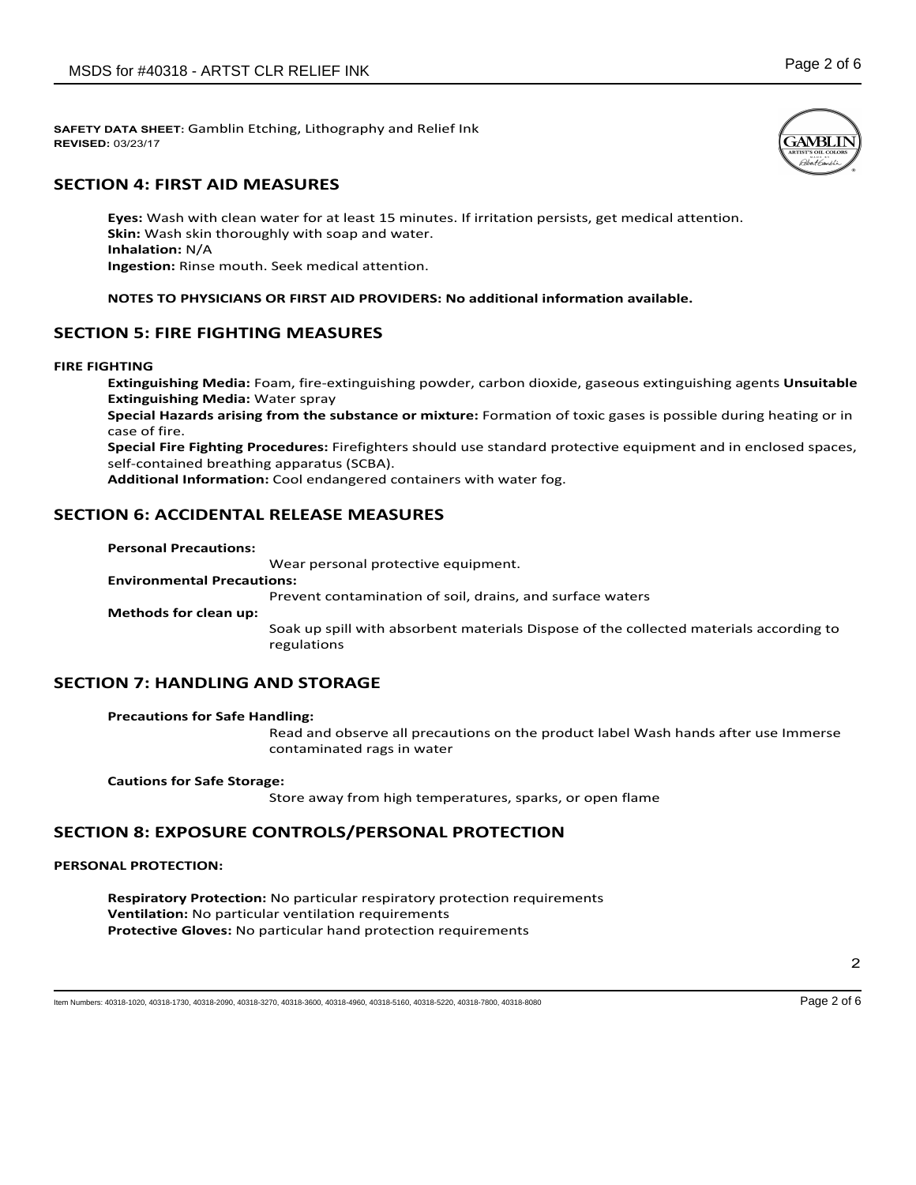**SAFETY DATA SHEET**: Gamblin Etching, Lithography and Relief Ink
**REVISED:** 03/23/17

## SECTION 4: FIRST AID MEASURES

**Eyes:** Wash with clean water for at least 15 minutes. If irritation persists, get medical attention.
**Skin:** Wash skin thoroughly with soap and water.
**Inhalation:** N/A
**Ingestion:** Rinse mouth. Seek medical attention.

**NOTES TO PHYSICIANS OR FIRST AID PROVIDERS: No additional information available.**

## SECTION 5: FIRE FIGHTING MEASURES

**FIRE FIGHTING**

**Extinguishing Media:** Foam, fire-extinguishing powder, carbon dioxide, gaseous extinguishing agents **Unsuitable Extinguishing Media:** Water spray
**Special Hazards arising from the substance or mixture:** Formation of toxic gases is possible during heating or in case of fire.
**Special Fire Fighting Procedures:** Firefighters should use standard protective equipment and in enclosed spaces, self-contained breathing apparatus (SCBA).
**Additional Information:** Cool endangered containers with water fog.

## SECTION 6: ACCIDENTAL RELEASE MEASURES

**Personal Precautions:**
Wear personal protective equipment.

**Environmental Precautions:**
Prevent contamination of soil, drains, and surface waters

**Methods for clean up:**
Soak up spill with absorbent materials Dispose of the collected materials according to regulations

## SECTION 7: HANDLING AND STORAGE

**Precautions for Safe Handling:**
Read and observe all precautions on the product label Wash hands after use Immerse contaminated rags in water

**Cautions for Safe Storage:**
Store away from high temperatures, sparks, or open flame

## SECTION 8: EXPOSURE CONTROLS/PERSONAL PROTECTION

**PERSONAL PROTECTION:**

**Respiratory Protection:** No particular respiratory protection requirements
**Ventilation:** No particular ventilation requirements
**Protective Gloves:** No particular hand protection requirements

Item Numbers: 40318-1020, 40318-1730, 40318-2090, 40318-3270, 40318-3600, 40318-4960, 40318-5160, 40318-5220, 40318-7800, 40318-8080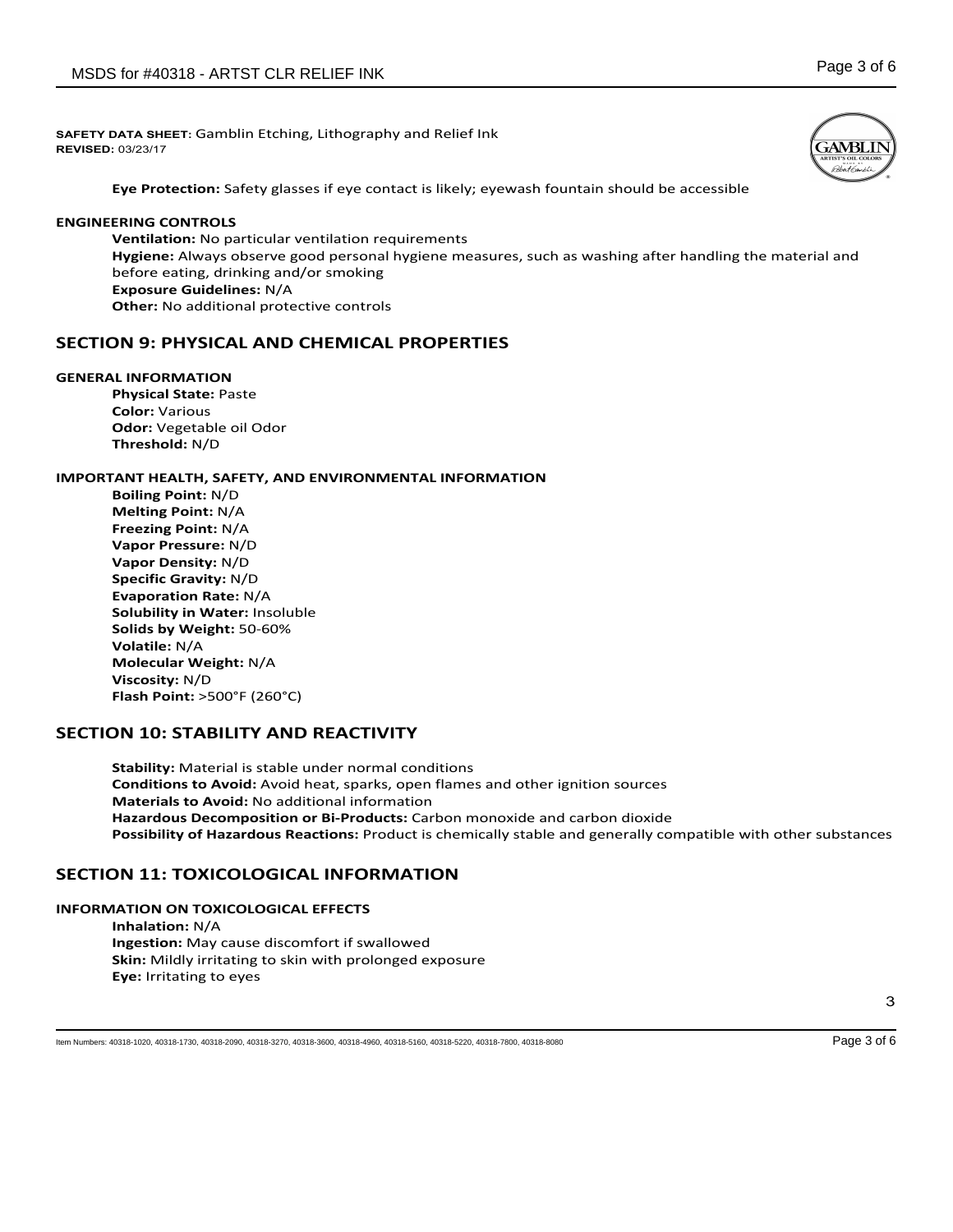**SAFETY DATA SHEET**: Gamblin Etching, Lithography and Relief Ink
**REVISED**: 03/23/17

**Eye Protection:** Safety glasses if eye contact is likely; eyewash fountain should be accessible

**ENGINEERING CONTROLS**

**Ventilation:** No particular ventilation requirements
**Hygiene:** Always observe good personal hygiene measures, such as washing after handling the material and before eating, drinking and/or smoking
**Exposure Guidelines:** N/A
**Other:** No additional protective controls

## SECTION 9: PHYSICAL AND CHEMICAL PROPERTIES

**GENERAL INFORMATION**

**Physical State:** Paste
**Color:** Various
**Odor:** Vegetable oil Odor
**Threshold:** N/D

**IMPORTANT HEALTH, SAFETY, AND ENVIRONMENTAL INFORMATION**

**Boiling Point:** N/D
**Melting Point:** N/A
**Freezing Point:** N/A
**Vapor Pressure:** N/D
**Vapor Density:** N/D
**Specific Gravity:** N/D
**Evaporation Rate:** N/A
**Solubility in Water:** Insoluble
**Solids by Weight:** 50-60%
**Volatile:** N/A
**Molecular Weight:** N/A
**Viscosity:** N/D
**Flash Point:** >500°F (260°C)

## SECTION 10: STABILITY AND REACTIVITY

**Stability:** Material is stable under normal conditions
**Conditions to Avoid:** Avoid heat, sparks, open flames and other ignition sources
**Materials to Avoid:** No additional information
**Hazardous Decomposition or Bi-Products:** Carbon monoxide and carbon dioxide
**Possibility of Hazardous Reactions:** Product is chemically stable and generally compatible with other substances

## SECTION 11: TOXICOLOGICAL INFORMATION

**INFORMATION ON TOXICOLOGICAL EFFECTS**

**Inhalation:** N/A
**Ingestion:** May cause discomfort if swallowed
**Skin:** Mildly irritating to skin with prolonged exposure
**Eye:** Irritating to eyes

Item Numbers: 40318-1020, 40318-1730, 40318-2090, 40318-3270, 40318-3600, 40318-4960, 40318-5160, 40318-5220, 40318-7800, 40318-8080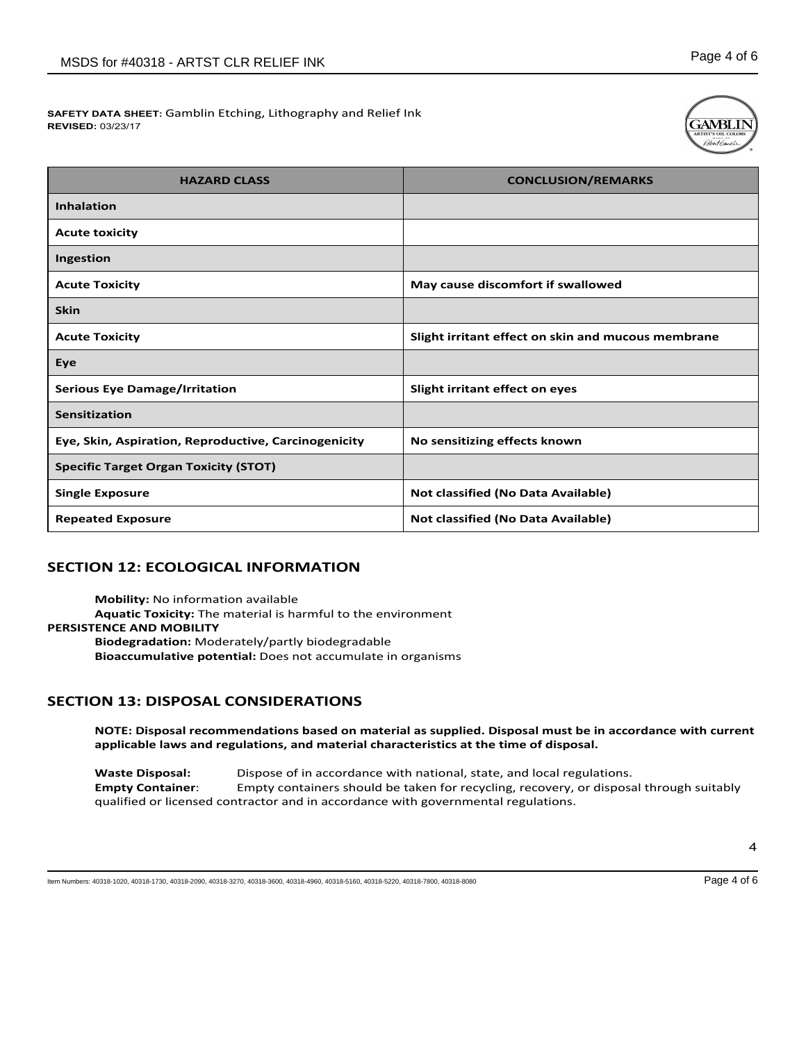**SAFETY DATA SHEET**: Gamblin Etching, Lithography and Relief Ink
**REVISED:** 03/23/17

| HAZARD CLASS | CONCLUSION/REMARKS |
|---|---|
| **Inhalation** | |
| **Acute toxicity** | |
| **Ingestion** | |
| **Acute Toxicity** | **May cause discomfort if swallowed** |
| **Skin** | |
| **Acute Toxicity** | **Slight irritant effect on skin and mucous membrane** |
| **Eye** | |
| **Serious Eye Damage/Irritation** | **Slight irritant effect on eyes** |
| **Sensitization** | |
| **Eye, Skin, Aspiration, Reproductive, Carcinogenicity** | **No sensitizing effects known** |
| **Specific Target Organ Toxicity (STOT)** | |
| **Single Exposure** | **Not classified (No Data Available)** |
| **Repeated Exposure** | **Not classified (No Data Available)** |

## SECTION 12: ECOLOGICAL INFORMATION

**Mobility:** No information available
**Aquatic Toxicity:** The material is harmful to the environment

**PERSISTENCE AND MOBILITY**

**Biodegradation:** Moderately/partly biodegradable
**Bioaccumulative potential:** Does not accumulate in organisms

## SECTION 13: DISPOSAL CONSIDERATIONS

**NOTE: Disposal recommendations based on material as supplied. Disposal must be in accordance with current applicable laws and regulations, and material characteristics at the time of disposal.**

**Waste Disposal:** Dispose of in accordance with national, state, and local regulations.
**Empty Container**: Empty containers should be taken for recycling, recovery, or disposal through suitably qualified or licensed contractor and in accordance with governmental regulations.

Item Numbers: 40318-1020, 40318-1730, 40318-2090, 40318-3270, 40318-3600, 40318-4960, 40318-5160, 40318-5220, 40318-7800, 40318-8080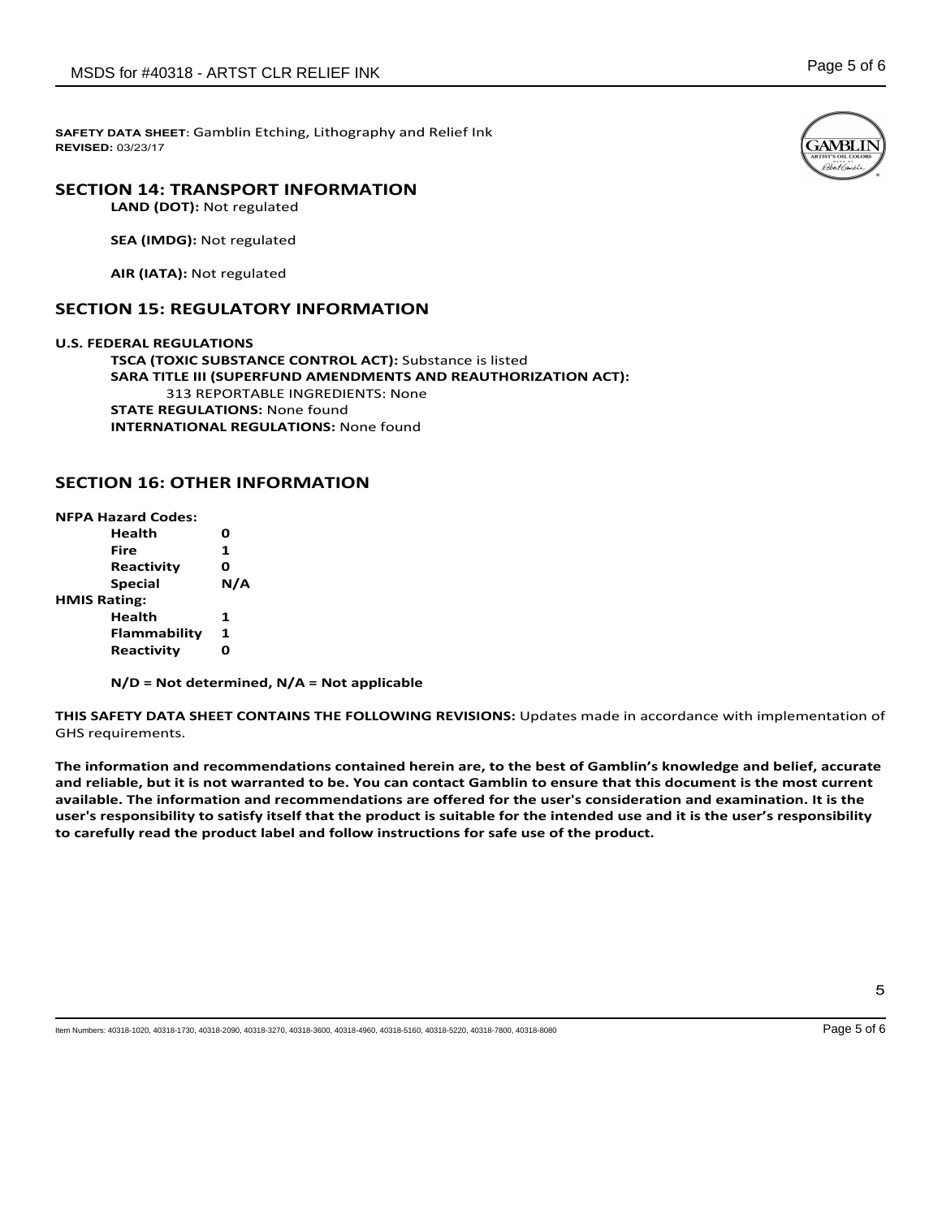**SAFETY DATA SHEET**: Gamblin Etching, Lithography and Relief Ink
**REVISED:** 03/23/17

## SECTION 14: TRANSPORT INFORMATION

**LAND (DOT):** Not regulated

**SEA (IMDG):** Not regulated

**AIR (IATA):** Not regulated

## SECTION 15: REGULATORY INFORMATION

**U.S. FEDERAL REGULATIONS**

**TSCA (TOXIC SUBSTANCE CONTROL ACT):** Substance is listed
**SARA TITLE III (SUPERFUND AMENDMENTS AND REAUTHORIZATION ACT):**
313 REPORTABLE INGREDIENTS: None
**STATE REGULATIONS:** None found
**INTERNATIONAL REGULATIONS:** None found

## SECTION 16: OTHER INFORMATION

**NFPA Hazard Codes:**

| | |
|---|---|
| **Health** | **0** |
| **Fire** | **1** |
| **Reactivity** | **0** |
| **Special** | **N/A** |

**HMIS Rating:**

| | |
|---|---|
| **Health** | **1** |
| **Flammability** | **1** |
| **Reactivity** | **0** |

**N/D = Not determined, N/A = Not applicable**

**THIS SAFETY DATA SHEET CONTAINS THE FOLLOWING REVISIONS:** Updates made in accordance with implementation of GHS requirements.

**The information and recommendations contained herein are, to the best of Gamblin's knowledge and belief, accurate and reliable, but it is not warranted to be. You can contact Gamblin to ensure that this document is the most current available. The information and recommendations are offered for the user's consideration and examination. It is the user's responsibility to satisfy itself that the product is suitable for the intended use and it is the user's responsibility to carefully read the product label and follow instructions for safe use of the product.**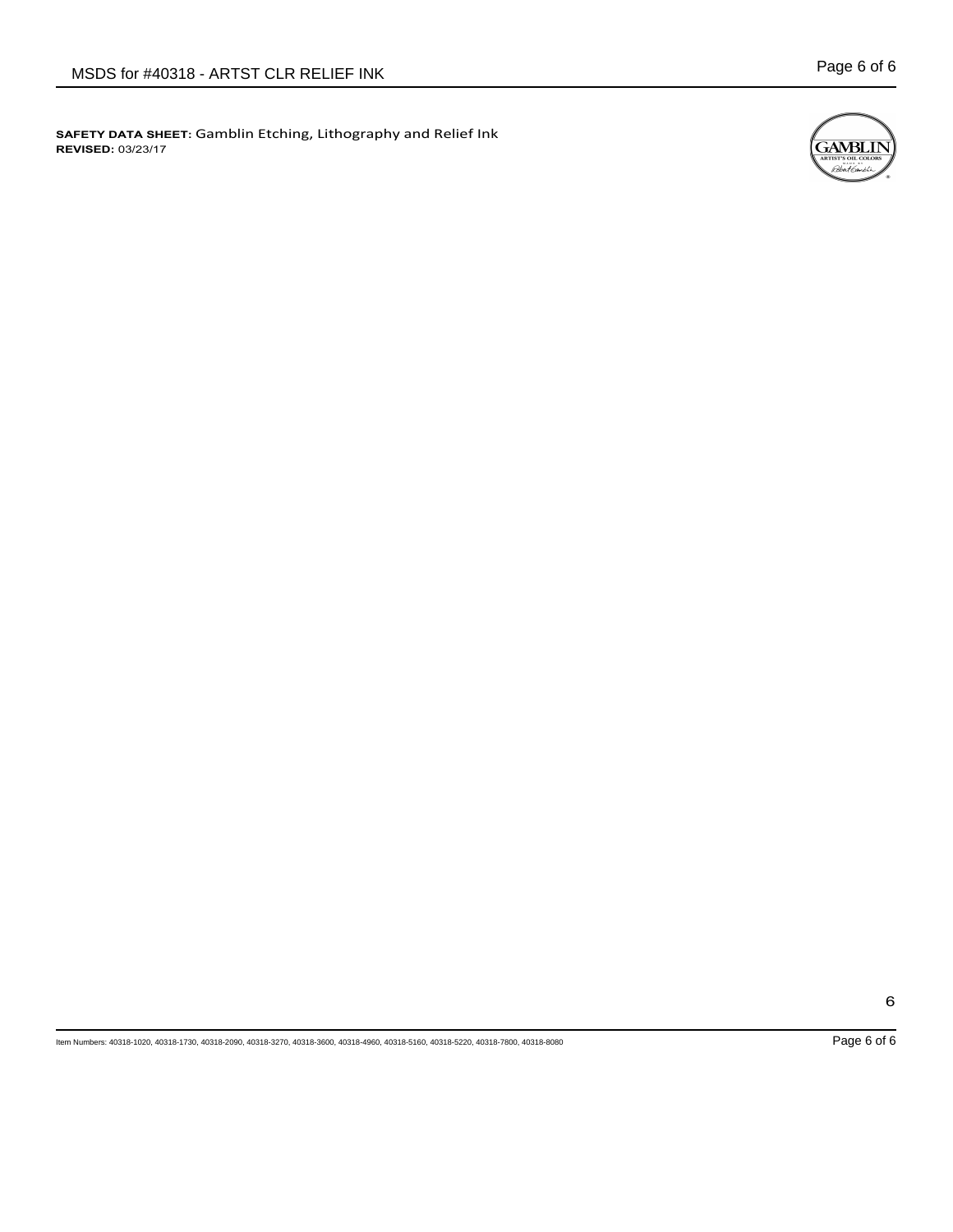**SAFETY DATA SHEET:** Gamblin Etching, Lithography and Relief Ink
**REVISED:** 03/23/17

Item Numbers: 40318-1020, 40318-1730, 40318-2090, 40318-3270, 40318-3600, 40318-4960, 40318-5160, 40318-5220, 40318-7800, 40318-8080